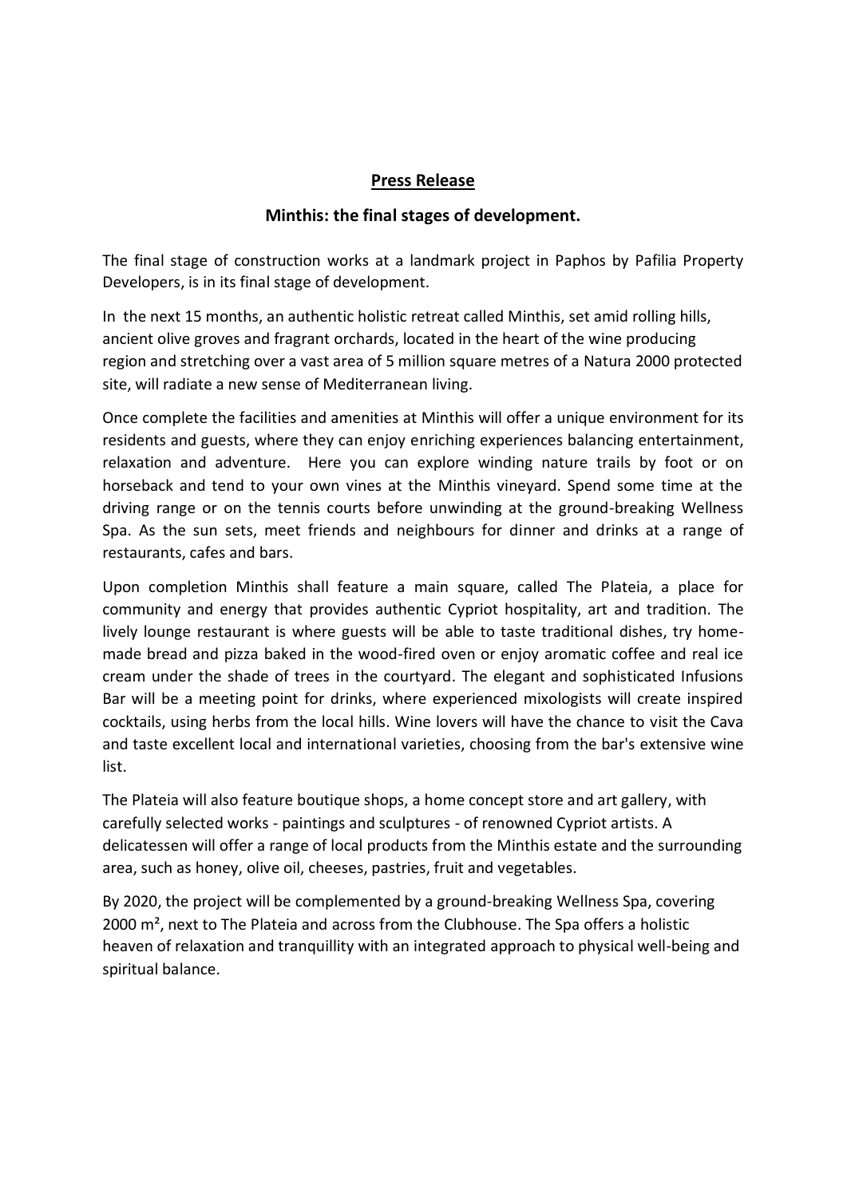**<u>Press Release</u>**

**Minthis: the final stages of development.**

The final stage of construction works at a landmark project in Paphos by Pafilia Property Developers, is in its final stage of development.

In the next 15 months, an authentic holistic retreat called Minthis, set amid rolling hills, ancient olive groves and fragrant orchards, located in the heart of the wine producing region and stretching over a vast area of 5 million square metres of a Natura 2000 protected site, will radiate a new sense of Mediterranean living.

Once complete the facilities and amenities at Minthis will offer a unique environment for its residents and guests, where they can enjoy enriching experiences balancing entertainment, relaxation and adventure. Here you can explore winding nature trails by foot or on horseback and tend to your own vines at the Minthis vineyard. Spend some time at the driving range or on the tennis courts before unwinding at the ground-breaking Wellness Spa. As the sun sets, meet friends and neighbours for dinner and drinks at a range of restaurants, cafes and bars.

Upon completion Minthis shall feature a main square, called The Plateia, a place for community and energy that provides authentic Cypriot hospitality, art and tradition. The lively lounge restaurant is where guests will be able to taste traditional dishes, try home-made bread and pizza baked in the wood-fired oven or enjoy aromatic coffee and real ice cream under the shade of trees in the courtyard. The elegant and sophisticated Infusions Bar will be a meeting point for drinks, where experienced mixologists will create inspired cocktails, using herbs from the local hills. Wine lovers will have the chance to visit the Cava and taste excellent local and international varieties, choosing from the bar's extensive wine list.

The Plateia will also feature boutique shops, a home concept store and art gallery, with carefully selected works - paintings and sculptures - of renowned Cypriot artists. A delicatessen will offer a range of local products from the Minthis estate and the surrounding area, such as honey, olive oil, cheeses, pastries, fruit and vegetables.

By 2020, the project will be complemented by a ground-breaking Wellness Spa, covering 2000 m², next to The Plateia and across from the Clubhouse. The Spa offers a holistic heaven of relaxation and tranquillity with an integrated approach to physical well-being and spiritual balance.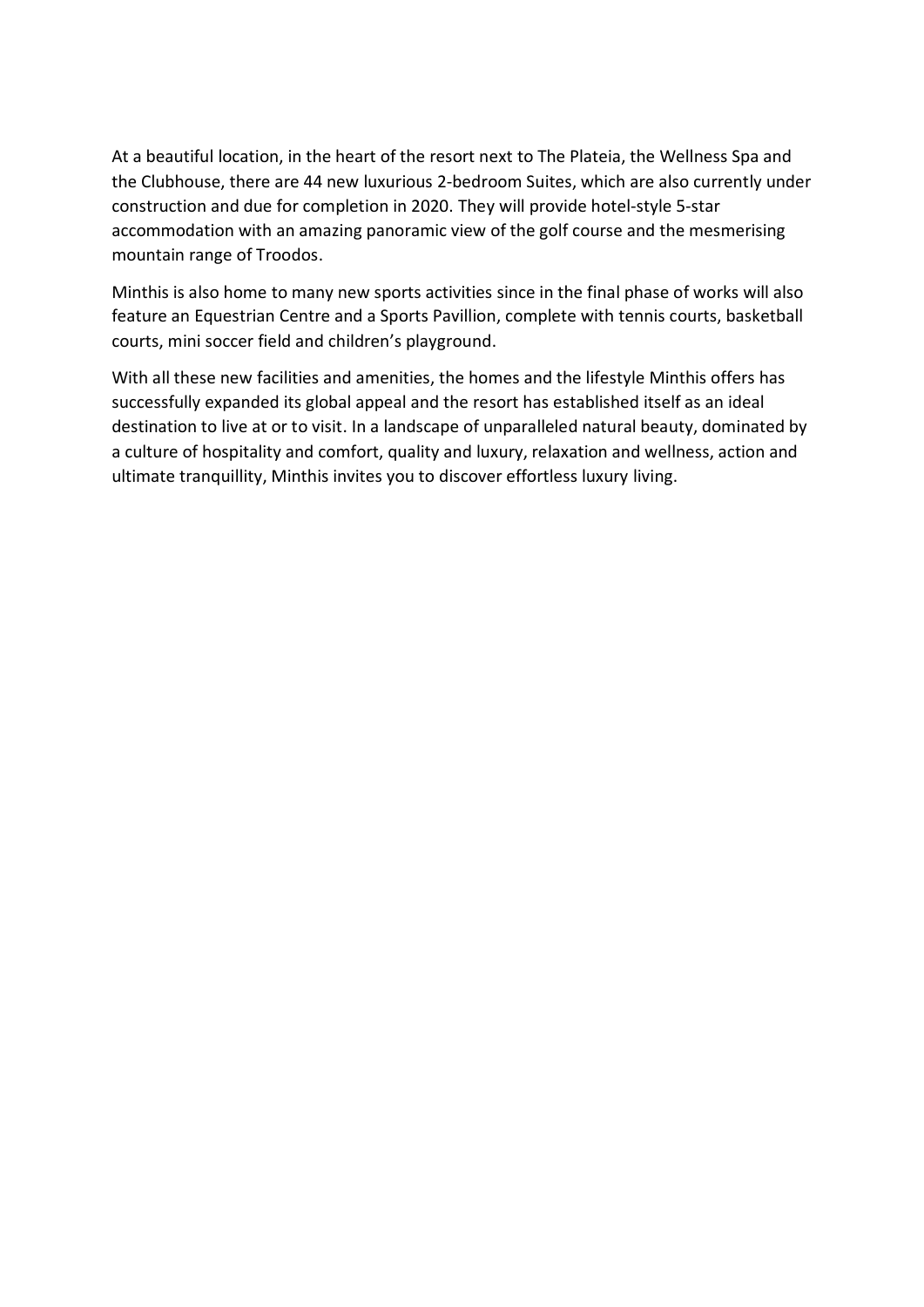At a beautiful location, in the heart of the resort next to The Plateia, the Wellness Spa and the Clubhouse, there are 44 new luxurious 2-bedroom Suites, which are also currently under construction and due for completion in 2020. They will provide hotel-style 5-star accommodation with an amazing panoramic view of the golf course and the mesmerising mountain range of Troodos.

Minthis is also home to many new sports activities since in the final phase of works will also feature an Equestrian Centre and a Sports Pavillion, complete with tennis courts, basketball courts, mini soccer field and children's playground.

With all these new facilities and amenities, the homes and the lifestyle Minthis offers has successfully expanded its global appeal and the resort has established itself as an ideal destination to live at or to visit. In a landscape of unparalleled natural beauty, dominated by a culture of hospitality and comfort, quality and luxury, relaxation and wellness, action and ultimate tranquillity, Minthis invites you to discover effortless luxury living.